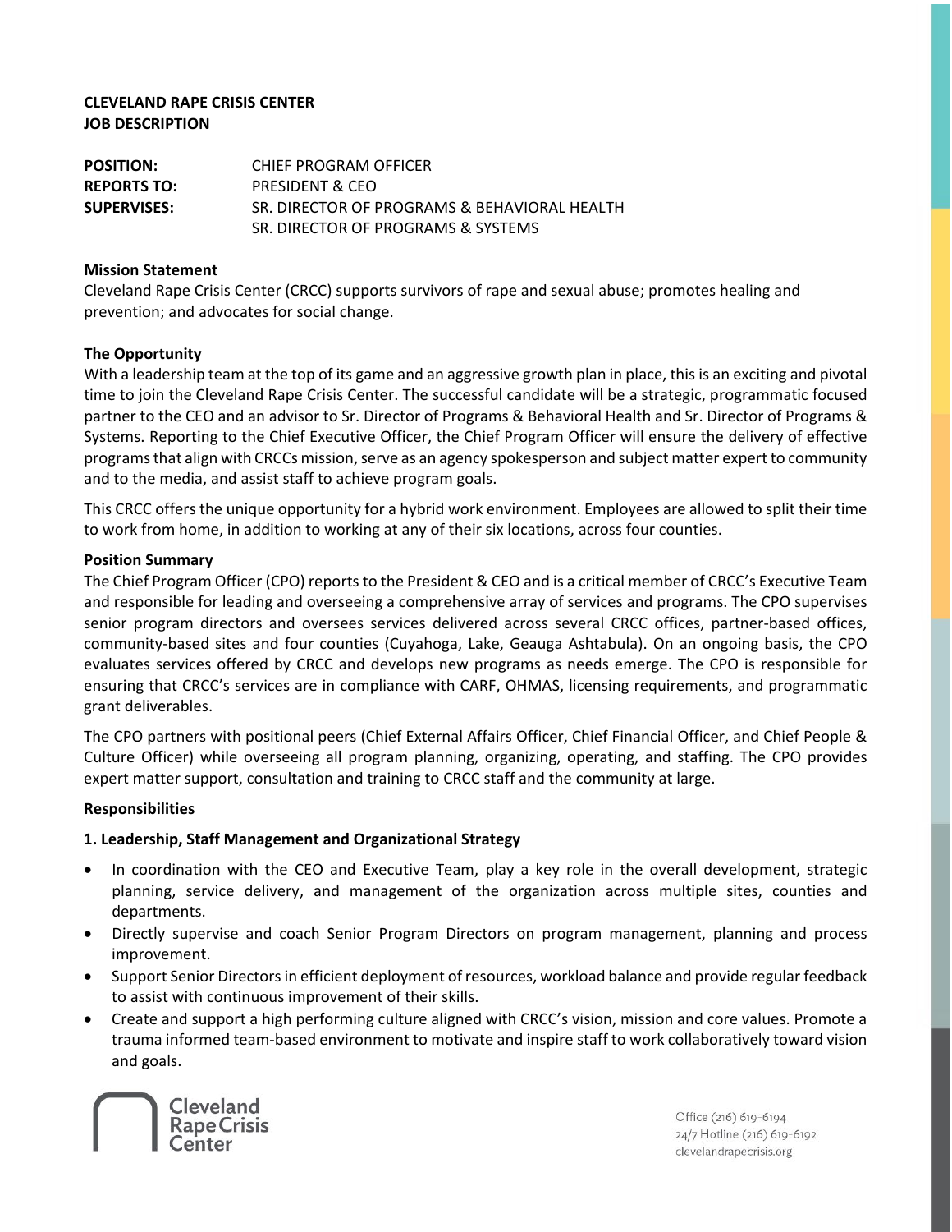**CLEVELAND RAPE CRISIS CENTER**
**JOB DESCRIPTION**

| | |
|---|---|
| **POSITION:** | CHIEF PROGRAM OFFICER |
| **REPORTS TO:** | PRESIDENT & CEO |
| **SUPERVISES:** | SR. DIRECTOR OF PROGRAMS & BEHAVIORAL HEALTH<br>SR. DIRECTOR OF PROGRAMS & SYSTEMS |

**Mission Statement**

Cleveland Rape Crisis Center (CRCC) supports survivors of rape and sexual abuse; promotes healing and prevention; and advocates for social change.

**The Opportunity**

With a leadership team at the top of its game and an aggressive growth plan in place, this is an exciting and pivotal time to join the Cleveland Rape Crisis Center. The successful candidate will be a strategic, programmatic focused partner to the CEO and an advisor to Sr. Director of Programs & Behavioral Health and Sr. Director of Programs & Systems. Reporting to the Chief Executive Officer, the Chief Program Officer will ensure the delivery of effective programs that align with CRCCs mission, serve as an agency spokesperson and subject matter expert to community and to the media, and assist staff to achieve program goals.

This CRCC offers the unique opportunity for a hybrid work environment. Employees are allowed to split their time to work from home, in addition to working at any of their six locations, across four counties.

**Position Summary**

The Chief Program Officer (CPO) reports to the President & CEO and is a critical member of CRCC's Executive Team and responsible for leading and overseeing a comprehensive array of services and programs. The CPO supervises senior program directors and oversees services delivered across several CRCC offices, partner-based offices, community-based sites and four counties (Cuyahoga, Lake, Geauga Ashtabula). On an ongoing basis, the CPO evaluates services offered by CRCC and develops new programs as needs emerge. The CPO is responsible for ensuring that CRCC's services are in compliance with CARF, OHMAS, licensing requirements, and programmatic grant deliverables.

The CPO partners with positional peers (Chief External Affairs Officer, Chief Financial Officer, and Chief People & Culture Officer) while overseeing all program planning, organizing, operating, and staffing. The CPO provides expert matter support, consultation and training to CRCC staff and the community at large.

**Responsibilities**

**1. Leadership, Staff Management and Organizational Strategy**

- In coordination with the CEO and Executive Team, play a key role in the overall development, strategic planning, service delivery, and management of the organization across multiple sites, counties and departments.
- Directly supervise and coach Senior Program Directors on program management, planning and process improvement.
- Support Senior Directors in efficient deployment of resources, workload balance and provide regular feedback to assist with continuous improvement of their skills.
- Create and support a high performing culture aligned with CRCC's vision, mission and core values. Promote a trauma informed team-based environment to motivate and inspire staff to work collaboratively toward vision and goals.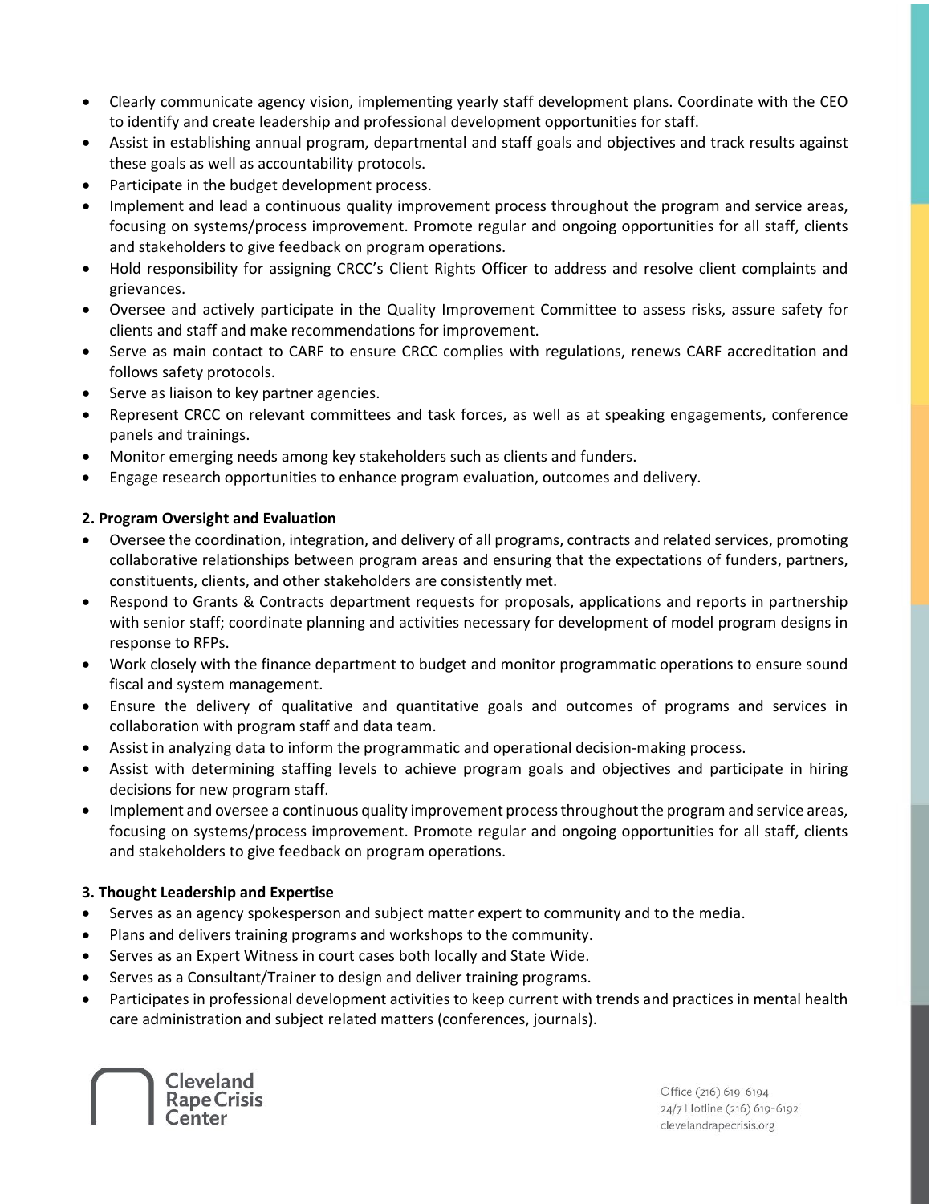- Clearly communicate agency vision, implementing yearly staff development plans. Coordinate with the CEO to identify and create leadership and professional development opportunities for staff.
- Assist in establishing annual program, departmental and staff goals and objectives and track results against these goals as well as accountability protocols.
- Participate in the budget development process.
- Implement and lead a continuous quality improvement process throughout the program and service areas, focusing on systems/process improvement. Promote regular and ongoing opportunities for all staff, clients and stakeholders to give feedback on program operations.
- Hold responsibility for assigning CRCC's Client Rights Officer to address and resolve client complaints and grievances.
- Oversee and actively participate in the Quality Improvement Committee to assess risks, assure safety for clients and staff and make recommendations for improvement.
- Serve as main contact to CARF to ensure CRCC complies with regulations, renews CARF accreditation and follows safety protocols.
- Serve as liaison to key partner agencies.
- Represent CRCC on relevant committees and task forces, as well as at speaking engagements, conference panels and trainings.
- Monitor emerging needs among key stakeholders such as clients and funders.
- Engage research opportunities to enhance program evaluation, outcomes and delivery.

**2. Program Oversight and Evaluation**

- Oversee the coordination, integration, and delivery of all programs, contracts and related services, promoting collaborative relationships between program areas and ensuring that the expectations of funders, partners, constituents, clients, and other stakeholders are consistently met.
- Respond to Grants & Contracts department requests for proposals, applications and reports in partnership with senior staff; coordinate planning and activities necessary for development of model program designs in response to RFPs.
- Work closely with the finance department to budget and monitor programmatic operations to ensure sound fiscal and system management.
- Ensure the delivery of qualitative and quantitative goals and outcomes of programs and services in collaboration with program staff and data team.
- Assist in analyzing data to inform the programmatic and operational decision-making process.
- Assist with determining staffing levels to achieve program goals and objectives and participate in hiring decisions for new program staff.
- Implement and oversee a continuous quality improvement process throughout the program and service areas, focusing on systems/process improvement. Promote regular and ongoing opportunities for all staff, clients and stakeholders to give feedback on program operations.

**3. Thought Leadership and Expertise**

- Serves as an agency spokesperson and subject matter expert to community and to the media.
- Plans and delivers training programs and workshops to the community.
- Serves as an Expert Witness in court cases both locally and State Wide.
- Serves as a Consultant/Trainer to design and deliver training programs.
- Participates in professional development activities to keep current with trends and practices in mental health care administration and subject related matters (conferences, journals).

Cleveland Rape Crisis Center

Office (216) 619-6194
24/7 Hotline (216) 619-6192
clevelandrapecrisis.org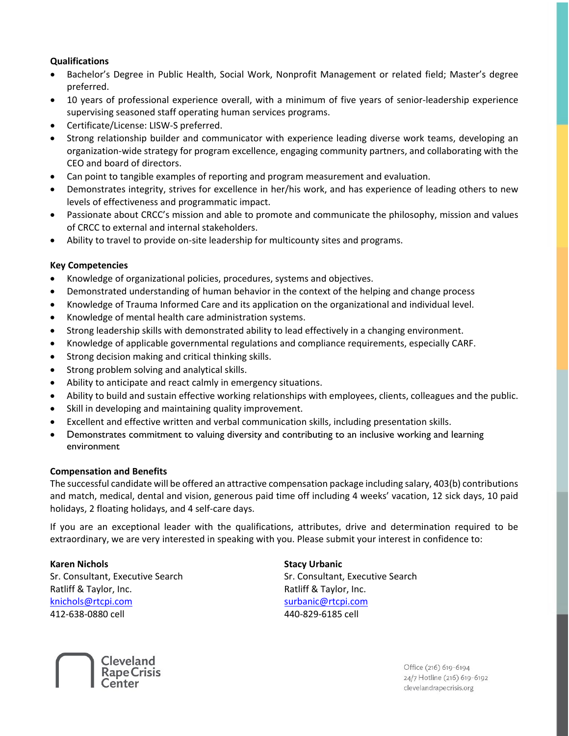**Qualifications**

- Bachelor's Degree in Public Health, Social Work, Nonprofit Management or related field; Master's degree preferred.
- 10 years of professional experience overall, with a minimum of five years of senior-leadership experience supervising seasoned staff operating human services programs.
- Certificate/License: LISW-S preferred.
- Strong relationship builder and communicator with experience leading diverse work teams, developing an organization-wide strategy for program excellence, engaging community partners, and collaborating with the CEO and board of directors.
- Can point to tangible examples of reporting and program measurement and evaluation.
- Demonstrates integrity, strives for excellence in her/his work, and has experience of leading others to new levels of effectiveness and programmatic impact.
- Passionate about CRCC's mission and able to promote and communicate the philosophy, mission and values of CRCC to external and internal stakeholders.
- Ability to travel to provide on-site leadership for multicounty sites and programs.

**Key Competencies**

- Knowledge of organizational policies, procedures, systems and objectives.
- Demonstrated understanding of human behavior in the context of the helping and change process
- Knowledge of Trauma Informed Care and its application on the organizational and individual level.
- Knowledge of mental health care administration systems.
- Strong leadership skills with demonstrated ability to lead effectively in a changing environment.
- Knowledge of applicable governmental regulations and compliance requirements, especially CARF.
- Strong decision making and critical thinking skills.
- Strong problem solving and analytical skills.
- Ability to anticipate and react calmly in emergency situations.
- Ability to build and sustain effective working relationships with employees, clients, colleagues and the public.
- Skill in developing and maintaining quality improvement.
- Excellent and effective written and verbal communication skills, including presentation skills.
- Demonstrates commitment to valuing diversity and contributing to an inclusive working and learning environment

**Compensation and Benefits**

The successful candidate will be offered an attractive compensation package including salary, 403(b) contributions and match, medical, dental and vision, generous paid time off including 4 weeks' vacation, 12 sick days, 10 paid holidays, 2 floating holidays, and 4 self-care days.

If you are an exceptional leader with the qualifications, attributes, drive and determination required to be extraordinary, we are very interested in speaking with you. Please submit your interest in confidence to:

**Karen Nichols**
Sr. Consultant, Executive Search
Ratliff & Taylor, Inc.
knichols@rtcpi.com
412-638-0880 cell

**Stacy Urbanic**
Sr. Consultant, Executive Search
Ratliff & Taylor, Inc.
surbanic@rtcpi.com
440-829-6185 cell

Cleveland Rape Crisis Center

Office (216) 619-6194
24/7 Hotline (216) 619-6192
clevelandrapecrisis.org